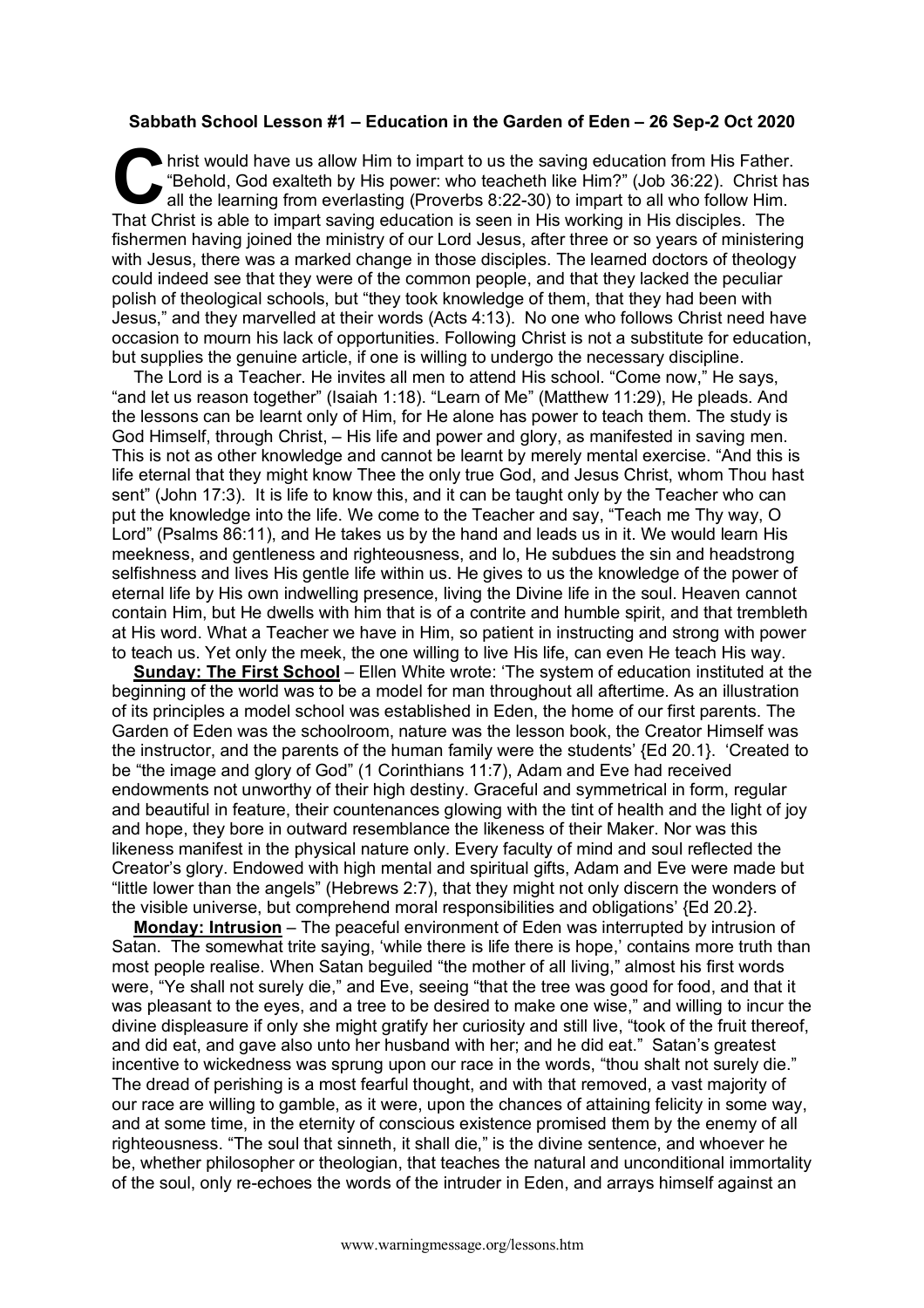**Sabbath School Lesson #1 – Education in the Garden of Eden – 26 Sep-2 Oct 2020**

Christ would have us allow Him to impart to us the saving education from His Father. "Behold, God exalteth by His power: who teacheth like Him?" (Job 36:22). Christ has all the learning from everlasting (Proverbs 8:22-30) to impart to all who follow Him. That Christ is able to impart saving education is seen in His working in His disciples. The fishermen having joined the ministry of our Lord Jesus, after three or so years of ministering with Jesus, there was a marked change in those disciples. The learned doctors of theology could indeed see that they were of the common people, and that they lacked the peculiar polish of theological schools, but "they took knowledge of them, that they had been with Jesus," and they marvelled at their words (Acts 4:13). No one who follows Christ need have occasion to mourn his lack of opportunities. Following Christ is not a substitute for education, but supplies the genuine article, if one is willing to undergo the necessary discipline.

The Lord is a Teacher. He invites all men to attend His school. "Come now," He says, "and let us reason together" (Isaiah 1:18). "Learn of Me" (Matthew 11:29), He pleads. And the lessons can be learnt only of Him, for He alone has power to teach them. The study is God Himself, through Christ, – His life and power and glory, as manifested in saving men. This is not as other knowledge and cannot be learnt by merely mental exercise. "And this is life eternal that they might know Thee the only true God, and Jesus Christ, whom Thou hast sent" (John 17:3). It is life to know this, and it can be taught only by the Teacher who can put the knowledge into the life. We come to the Teacher and say, "Teach me Thy way, O Lord" (Psalms 86:11), and He takes us by the hand and leads us in it. We would learn His meekness, and gentleness and righteousness, and lo, He subdues the sin and headstrong selfishness and lives His gentle life within us. He gives to us the knowledge of the power of eternal life by His own indwelling presence, living the Divine life in the soul. Heaven cannot contain Him, but He dwells with him that is of a contrite and humble spirit, and that trembleth at His word. What a Teacher we have in Him, so patient in instructing and strong with power to teach us. Yet only the meek, the one willing to live His life, can even He teach His way.

**Sunday: The First School** – Ellen White wrote: 'The system of education instituted at the beginning of the world was to be a model for man throughout all aftertime. As an illustration of its principles a model school was established in Eden, the home of our first parents. The Garden of Eden was the schoolroom, nature was the lesson book, the Creator Himself was the instructor, and the parents of the human family were the students' {Ed 20.1}. 'Created to be "the image and glory of God" (1 Corinthians 11:7), Adam and Eve had received endowments not unworthy of their high destiny. Graceful and symmetrical in form, regular and beautiful in feature, their countenances glowing with the tint of health and the light of joy and hope, they bore in outward resemblance the likeness of their Maker. Nor was this likeness manifest in the physical nature only. Every faculty of mind and soul reflected the Creator's glory. Endowed with high mental and spiritual gifts, Adam and Eve were made but "little lower than the angels" (Hebrews 2:7), that they might not only discern the wonders of the visible universe, but comprehend moral responsibilities and obligations' {Ed 20.2}.

**Monday: Intrusion** – The peaceful environment of Eden was interrupted by intrusion of Satan. The somewhat trite saying, 'while there is life there is hope,' contains more truth than most people realise. When Satan beguiled "the mother of all living," almost his first words were, "Ye shall not surely die," and Eve, seeing "that the tree was good for food, and that it was pleasant to the eyes, and a tree to be desired to make one wise," and willing to incur the divine displeasure if only she might gratify her curiosity and still live, "took of the fruit thereof, and did eat, and gave also unto her husband with her; and he did eat." Satan's greatest incentive to wickedness was sprung upon our race in the words, "thou shalt not surely die." The dread of perishing is a most fearful thought, and with that removed, a vast majority of our race are willing to gamble, as it were, upon the chances of attaining felicity in some way, and at some time, in the eternity of conscious existence promised them by the enemy of all righteousness. "The soul that sinneth, it shall die," is the divine sentence, and whoever he be, whether philosopher or theologian, that teaches the natural and unconditional immortality of the soul, only re-echoes the words of the intruder in Eden, and arrays himself against an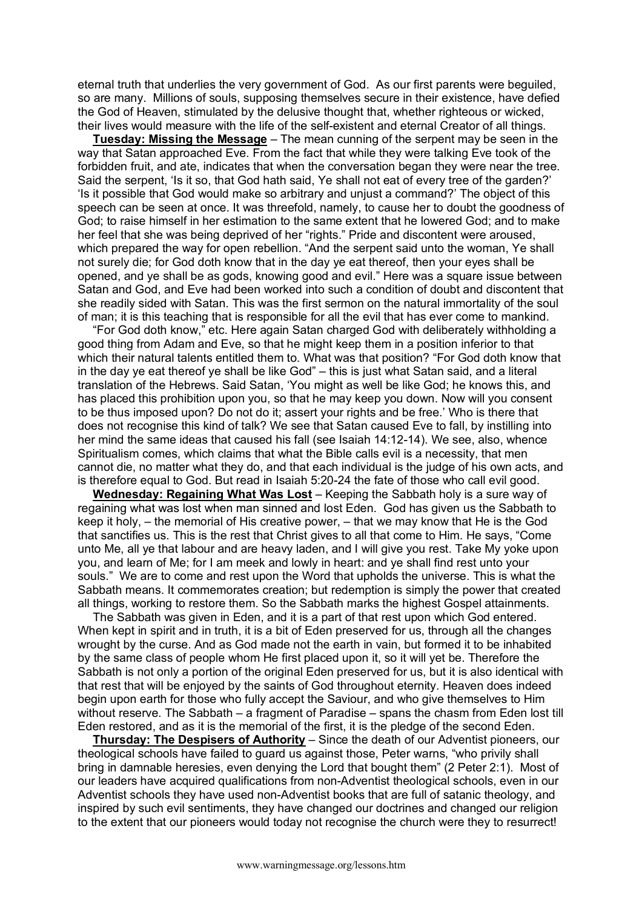eternal truth that underlies the very government of God. As our first parents were beguiled, so are many. Millions of souls, supposing themselves secure in their existence, have defied the God of Heaven, stimulated by the delusive thought that, whether righteous or wicked, their lives would measure with the life of the self-existent and eternal Creator of all things.

**Tuesday: Missing the Message** – The mean cunning of the serpent may be seen in the way that Satan approached Eve. From the fact that while they were talking Eve took of the forbidden fruit, and ate, indicates that when the conversation began they were near the tree. Said the serpent, 'Is it so, that God hath said, Ye shall not eat of every tree of the garden?' 'Is it possible that God would make so arbitrary and unjust a command?' The object of this speech can be seen at once. It was threefold, namely, to cause her to doubt the goodness of God; to raise himself in her estimation to the same extent that he lowered God; and to make her feel that she was being deprived of her "rights." Pride and discontent were aroused, which prepared the way for open rebellion. "And the serpent said unto the woman, Ye shall not surely die; for God doth know that in the day ye eat thereof, then your eyes shall be opened, and ye shall be as gods, knowing good and evil." Here was a square issue between Satan and God, and Eve had been worked into such a condition of doubt and discontent that she readily sided with Satan. This was the first sermon on the natural immortality of the soul of man; it is this teaching that is responsible for all the evil that has ever come to mankind.

"For God doth know," etc. Here again Satan charged God with deliberately withholding a good thing from Adam and Eve, so that he might keep them in a position inferior to that which their natural talents entitled them to. What was that position? "For God doth know that in the day ye eat thereof ye shall be like God" – this is just what Satan said, and a literal translation of the Hebrews. Said Satan, 'You might as well be like God; he knows this, and has placed this prohibition upon you, so that he may keep you down. Now will you consent to be thus imposed upon? Do not do it; assert your rights and be free.' Who is there that does not recognise this kind of talk? We see that Satan caused Eve to fall, by instilling into her mind the same ideas that caused his fall (see Isaiah 14:12-14). We see, also, whence Spiritualism comes, which claims that what the Bible calls evil is a necessity, that men cannot die, no matter what they do, and that each individual is the judge of his own acts, and is therefore equal to God. But read in Isaiah 5:20-24 the fate of those who call evil good.

**Wednesday: Regaining What Was Lost** – Keeping the Sabbath holy is a sure way of regaining what was lost when man sinned and lost Eden. God has given us the Sabbath to keep it holy, – the memorial of His creative power, – that we may know that He is the God that sanctifies us. This is the rest that Christ gives to all that come to Him. He says, "Come unto Me, all ye that labour and are heavy laden, and I will give you rest. Take My yoke upon you, and learn of Me; for I am meek and lowly in heart: and ye shall find rest unto your souls." We are to come and rest upon the Word that upholds the universe. This is what the Sabbath means. It commemorates creation; but redemption is simply the power that created all things, working to restore them. So the Sabbath marks the highest Gospel attainments.

The Sabbath was given in Eden, and it is a part of that rest upon which God entered. When kept in spirit and in truth, it is a bit of Eden preserved for us, through all the changes wrought by the curse. And as God made not the earth in vain, but formed it to be inhabited by the same class of people whom He first placed upon it, so it will yet be. Therefore the Sabbath is not only a portion of the original Eden preserved for us, but it is also identical with that rest that will be enjoyed by the saints of God throughout eternity. Heaven does indeed begin upon earth for those who fully accept the Saviour, and who give themselves to Him without reserve. The Sabbath – a fragment of Paradise – spans the chasm from Eden lost till Eden restored, and as it is the memorial of the first, it is the pledge of the second Eden.

**Thursday: The Despisers of Authority** – Since the death of our Adventist pioneers, our theological schools have failed to guard us against those, Peter warns, "who privily shall bring in damnable heresies, even denying the Lord that bought them" (2 Peter 2:1). Most of our leaders have acquired qualifications from non-Adventist theological schools, even in our Adventist schools they have used non-Adventist books that are full of satanic theology, and inspired by such evil sentiments, they have changed our doctrines and changed our religion to the extent that our pioneers would today not recognise the church were they to resurrect!